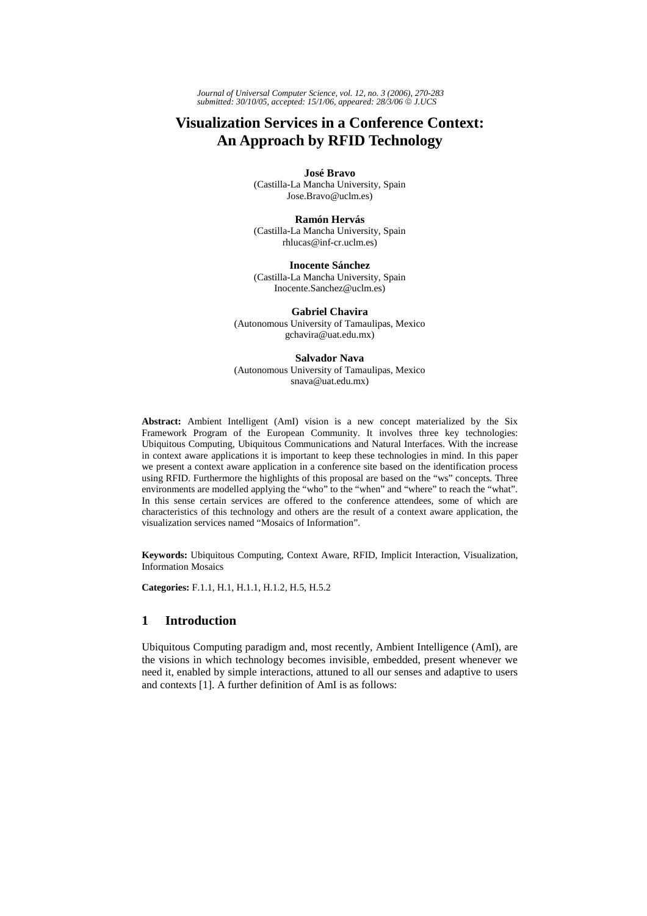*Journal of Universal Computer Science, vol. 12, no. 3 (2006), 270-283*
*submitted: 30/10/05, accepted: 15/1/06, appeared: 28/3/06 © J.UCS*

# Visualization Services in a Conference Context: An Approach by RFID Technology

**José Bravo**
(Castilla-La Mancha University, Spain
Jose.Bravo@uclm.es)

**Ramón Hervás**
(Castilla-La Mancha University, Spain
rhlucas@inf-cr.uclm.es)

**Inocente Sánchez**
(Castilla-La Mancha University, Spain
Inocente.Sanchez@uclm.es)

**Gabriel Chavira**
(Autonomous University of Tamaulipas, Mexico
gchavira@uat.edu.mx)

**Salvador Nava**
(Autonomous University of Tamaulipas, Mexico
snava@uat.edu.mx)

**Abstract:** Ambient Intelligent (AmI) vision is a new concept materialized by the Six Framework Program of the European Community. It involves three key technologies: Ubiquitous Computing, Ubiquitous Communications and Natural Interfaces. With the increase in context aware applications it is important to keep these technologies in mind. In this paper we present a context aware application in a conference site based on the identification process using RFID. Furthermore the highlights of this proposal are based on the "ws" concepts. Three environments are modelled applying the "who" to the "when" and "where" to reach the "what". In this sense certain services are offered to the conference attendees, some of which are characteristics of this technology and others are the result of a context aware application, the visualization services named "Mosaics of Information".

**Keywords:** Ubiquitous Computing, Context Aware, RFID, Implicit Interaction, Visualization, Information Mosaics

**Categories:** F.1.1, H.1, H.1.1, H.1.2, H.5, H.5.2

## 1 Introduction

Ubiquitous Computing paradigm and, most recently, Ambient Intelligence (AmI), are the visions in which technology becomes invisible, embedded, present whenever we need it, enabled by simple interactions, attuned to all our senses and adaptive to users and contexts [1]. A further definition of AmI is as follows: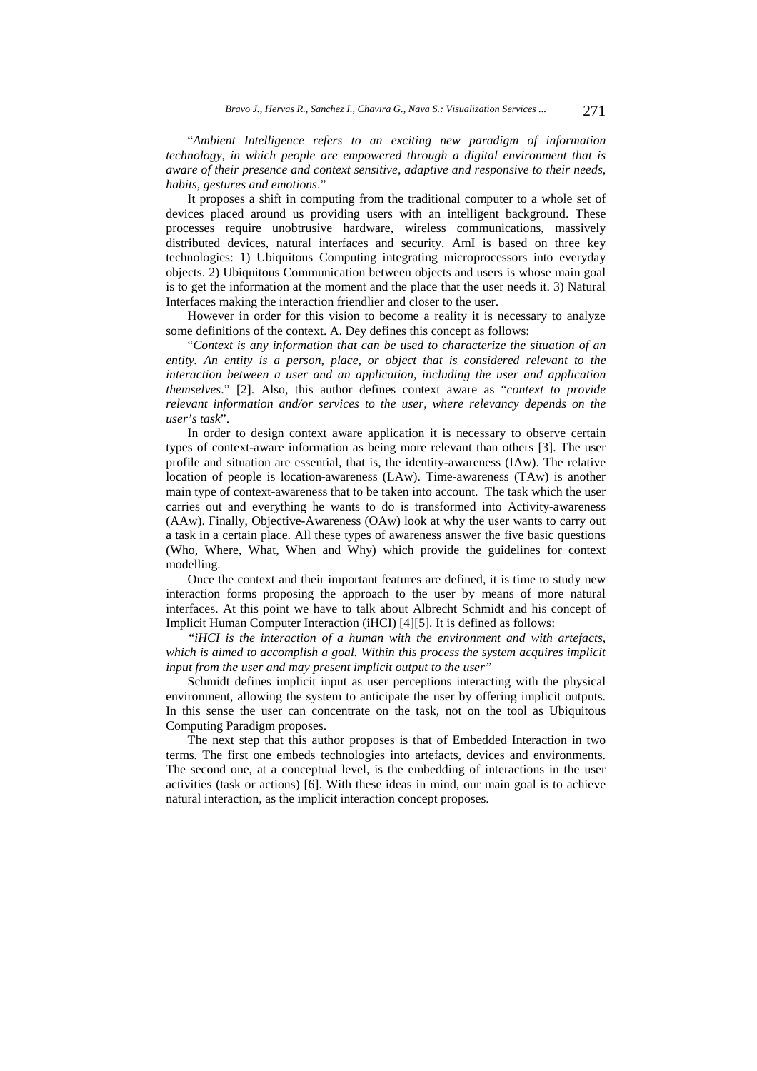"*Ambient Intelligence refers to an exciting new paradigm of information technology, in which people are empowered through a digital environment that is aware of their presence and context sensitive, adaptive and responsive to their needs, habits, gestures and emotions*."

It proposes a shift in computing from the traditional computer to a whole set of devices placed around us providing users with an intelligent background. These processes require unobtrusive hardware, wireless communications, massively distributed devices, natural interfaces and security. AmI is based on three key technologies: 1) Ubiquitous Computing integrating microprocessors into everyday objects. 2) Ubiquitous Communication between objects and users is whose main goal is to get the information at the moment and the place that the user needs it. 3) Natural Interfaces making the interaction friendlier and closer to the user.

However in order for this vision to become a reality it is necessary to analyze some definitions of the context. A. Dey defines this concept as follows:

"*Context is any information that can be used to characterize the situation of an entity. An entity is a person, place, or object that is considered relevant to the interaction between a user and an application, including the user and application themselves*." [2]. Also, this author defines context aware as "*context to provide relevant information and/or services to the user, where relevancy depends on the user's task*".

In order to design context aware application it is necessary to observe certain types of context-aware information as being more relevant than others [3]. The user profile and situation are essential, that is, the identity-awareness (IAw). The relative location of people is location-awareness (LAw). Time-awareness (TAw) is another main type of context-awareness that to be taken into account. The task which the user carries out and everything he wants to do is transformed into Activity-awareness (AAw). Finally, Objective-Awareness (OAw) look at why the user wants to carry out a task in a certain place. All these types of awareness answer the five basic questions (Who, Where, What, When and Why) which provide the guidelines for context modelling.

Once the context and their important features are defined, it is time to study new interaction forms proposing the approach to the user by means of more natural interfaces. At this point we have to talk about Albrecht Schmidt and his concept of Implicit Human Computer Interaction (iHCI) [4][5]. It is defined as follows:

*"iHCI is the interaction of a human with the environment and with artefacts, which is aimed to accomplish a goal. Within this process the system acquires implicit input from the user and may present implicit output to the user"*

Schmidt defines implicit input as user perceptions interacting with the physical environment, allowing the system to anticipate the user by offering implicit outputs. In this sense the user can concentrate on the task, not on the tool as Ubiquitous Computing Paradigm proposes.

The next step that this author proposes is that of Embedded Interaction in two terms. The first one embeds technologies into artefacts, devices and environments. The second one, at a conceptual level, is the embedding of interactions in the user activities (task or actions) [6]. With these ideas in mind, our main goal is to achieve natural interaction, as the implicit interaction concept proposes.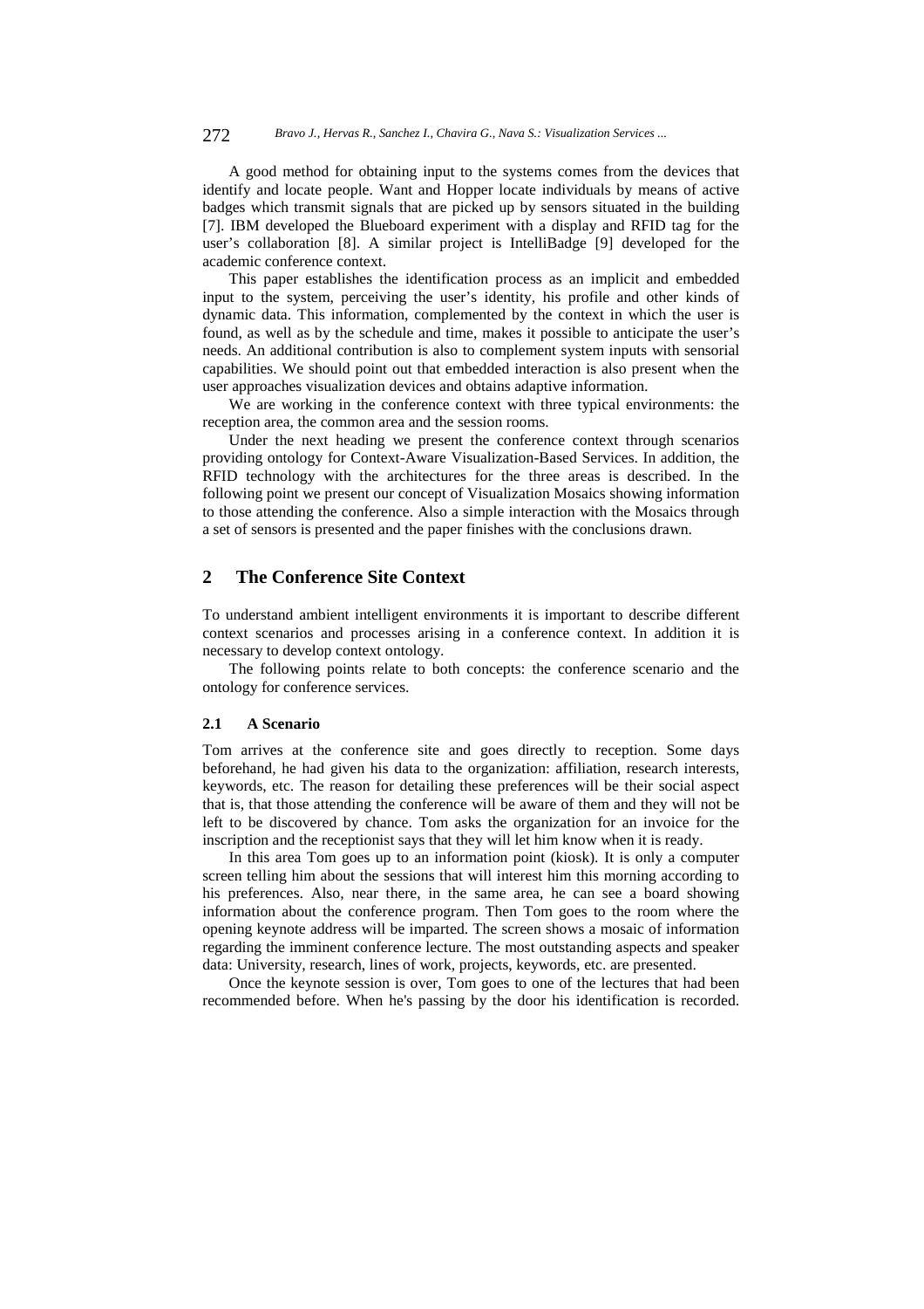A good method for obtaining input to the systems comes from the devices that identify and locate people. Want and Hopper locate individuals by means of active badges which transmit signals that are picked up by sensors situated in the building [7]. IBM developed the Blueboard experiment with a display and RFID tag for the user's collaboration [8]. A similar project is IntelliBadge [9] developed for the academic conference context.

This paper establishes the identification process as an implicit and embedded input to the system, perceiving the user's identity, his profile and other kinds of dynamic data. This information, complemented by the context in which the user is found, as well as by the schedule and time, makes it possible to anticipate the user's needs. An additional contribution is also to complement system inputs with sensorial capabilities. We should point out that embedded interaction is also present when the user approaches visualization devices and obtains adaptive information.

We are working in the conference context with three typical environments: the reception area, the common area and the session rooms.

Under the next heading we present the conference context through scenarios providing ontology for Context-Aware Visualization-Based Services. In addition, the RFID technology with the architectures for the three areas is described. In the following point we present our concept of Visualization Mosaics showing information to those attending the conference. Also a simple interaction with the Mosaics through a set of sensors is presented and the paper finishes with the conclusions drawn.

## 2 The Conference Site Context

To understand ambient intelligent environments it is important to describe different context scenarios and processes arising in a conference context. In addition it is necessary to develop context ontology.

The following points relate to both concepts: the conference scenario and the ontology for conference services.

### 2.1 A Scenario

Tom arrives at the conference site and goes directly to reception. Some days beforehand, he had given his data to the organization: affiliation, research interests, keywords, etc. The reason for detailing these preferences will be their social aspect that is, that those attending the conference will be aware of them and they will not be left to be discovered by chance. Tom asks the organization for an invoice for the inscription and the receptionist says that they will let him know when it is ready.

In this area Tom goes up to an information point (kiosk). It is only a computer screen telling him about the sessions that will interest him this morning according to his preferences. Also, near there, in the same area, he can see a board showing information about the conference program. Then Tom goes to the room where the opening keynote address will be imparted. The screen shows a mosaic of information regarding the imminent conference lecture. The most outstanding aspects and speaker data: University, research, lines of work, projects, keywords, etc. are presented.

Once the keynote session is over, Tom goes to one of the lectures that had been recommended before. When he's passing by the door his identification is recorded.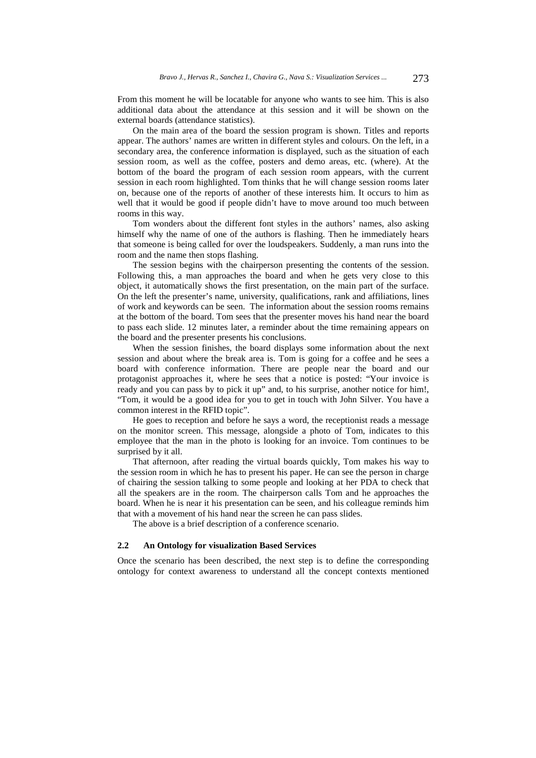From this moment he will be locatable for anyone who wants to see him. This is also additional data about the attendance at this session and it will be shown on the external boards (attendance statistics).

On the main area of the board the session program is shown. Titles and reports appear. The authors' names are written in different styles and colours. On the left, in a secondary area, the conference information is displayed, such as the situation of each session room, as well as the coffee, posters and demo areas, etc. (where). At the bottom of the board the program of each session room appears, with the current session in each room highlighted. Tom thinks that he will change session rooms later on, because one of the reports of another of these interests him. It occurs to him as well that it would be good if people didn't have to move around too much between rooms in this way.

Tom wonders about the different font styles in the authors' names, also asking himself why the name of one of the authors is flashing. Then he immediately hears that someone is being called for over the loudspeakers. Suddenly, a man runs into the room and the name then stops flashing.

The session begins with the chairperson presenting the contents of the session. Following this, a man approaches the board and when he gets very close to this object, it automatically shows the first presentation, on the main part of the surface. On the left the presenter's name, university, qualifications, rank and affiliations, lines of work and keywords can be seen. The information about the session rooms remains at the bottom of the board. Tom sees that the presenter moves his hand near the board to pass each slide. 12 minutes later, a reminder about the time remaining appears on the board and the presenter presents his conclusions.

When the session finishes, the board displays some information about the next session and about where the break area is. Tom is going for a coffee and he sees a board with conference information. There are people near the board and our protagonist approaches it, where he sees that a notice is posted: "Your invoice is ready and you can pass by to pick it up" and, to his surprise, another notice for him!, "Tom, it would be a good idea for you to get in touch with John Silver. You have a common interest in the RFID topic".

He goes to reception and before he says a word, the receptionist reads a message on the monitor screen. This message, alongside a photo of Tom, indicates to this employee that the man in the photo is looking for an invoice. Tom continues to be surprised by it all.

That afternoon, after reading the virtual boards quickly, Tom makes his way to the session room in which he has to present his paper. He can see the person in charge of chairing the session talking to some people and looking at her PDA to check that all the speakers are in the room. The chairperson calls Tom and he approaches the board. When he is near it his presentation can be seen, and his colleague reminds him that with a movement of his hand near the screen he can pass slides.

The above is a brief description of a conference scenario.

### 2.2 An Ontology for visualization Based Services

Once the scenario has been described, the next step is to define the corresponding ontology for context awareness to understand all the concept contexts mentioned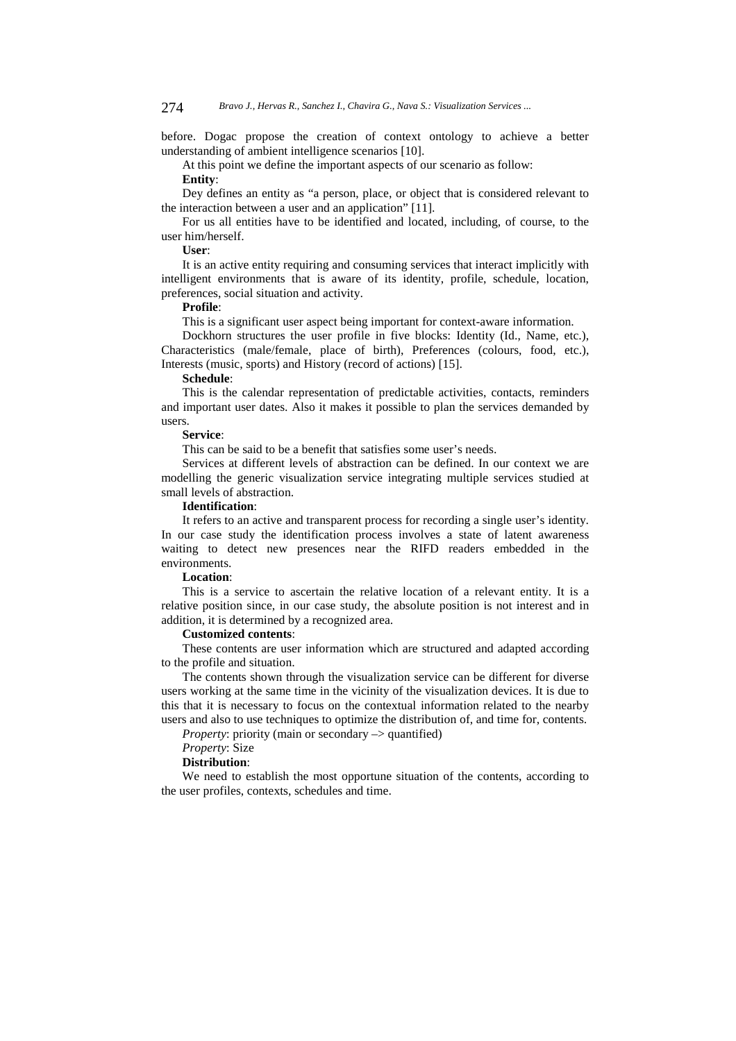before. Dogac propose the creation of context ontology to achieve a better understanding of ambient intelligence scenarios [10].

At this point we define the important aspects of our scenario as follow:

**Entity**:

Dey defines an entity as "a person, place, or object that is considered relevant to the interaction between a user and an application" [11].

For us all entities have to be identified and located, including, of course, to the user him/herself.

**User**:

It is an active entity requiring and consuming services that interact implicitly with intelligent environments that is aware of its identity, profile, schedule, location, preferences, social situation and activity.

**Profile**:

This is a significant user aspect being important for context-aware information.

Dockhorn structures the user profile in five blocks: Identity (Id., Name, etc.), Characteristics (male/female, place of birth), Preferences (colours, food, etc.), Interests (music, sports) and History (record of actions) [15].

**Schedule**:

This is the calendar representation of predictable activities, contacts, reminders and important user dates. Also it makes it possible to plan the services demanded by users.

**Service**:

This can be said to be a benefit that satisfies some user's needs.

Services at different levels of abstraction can be defined. In our context we are modelling the generic visualization service integrating multiple services studied at small levels of abstraction.

**Identification**:

It refers to an active and transparent process for recording a single user's identity. In our case study the identification process involves a state of latent awareness waiting to detect new presences near the RIFD readers embedded in the environments.

**Location**:

This is a service to ascertain the relative location of a relevant entity. It is a relative position since, in our case study, the absolute position is not interest and in addition, it is determined by a recognized area.

**Customized contents**:

These contents are user information which are structured and adapted according to the profile and situation.

The contents shown through the visualization service can be different for diverse users working at the same time in the vicinity of the visualization devices. It is due to this that it is necessary to focus on the contextual information related to the nearby users and also to use techniques to optimize the distribution of, and time for, contents.

*Property*: priority (main or secondary –> quantified)

*Property*: Size

**Distribution**:

We need to establish the most opportune situation of the contents, according to the user profiles, contexts, schedules and time.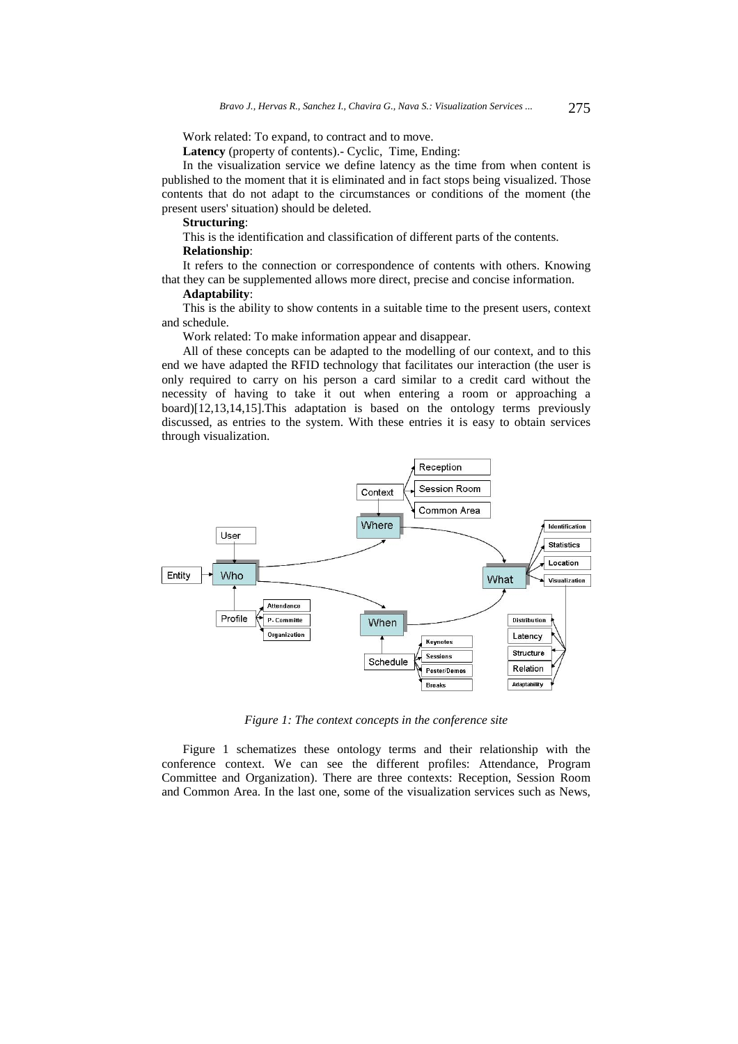Work related: To expand, to contract and to move.

**Latency** (property of contents).- Cyclic, Time, Ending:

In the visualization service we define latency as the time from when content is published to the moment that it is eliminated and in fact stops being visualized. Those contents that do not adapt to the circumstances or conditions of the moment (the present users' situation) should be deleted.

**Structuring**:

This is the identification and classification of different parts of the contents.

**Relationship**:

It refers to the connection or correspondence of contents with others. Knowing that they can be supplemented allows more direct, precise and concise information.

**Adaptability**:

This is the ability to show contents in a suitable time to the present users, context and schedule.

Work related: To make information appear and disappear.

All of these concepts can be adapted to the modelling of our context, and to this end we have adapted the RFID technology that facilitates our interaction (the user is only required to carry on his person a card similar to a credit card without the necessity of having to take it out when entering a room or approaching a board)[12,13,14,15].This adaptation is based on the ontology terms previously discussed, as entries to the system. With these entries it is easy to obtain services through visualization.

*Figure 1: The context concepts in the conference site*

Figure 1 schematizes these ontology terms and their relationship with the conference context. We can see the different profiles: Attendance, Program Committee and Organization). There are three contexts: Reception, Session Room and Common Area. In the last one, some of the visualization services such as News,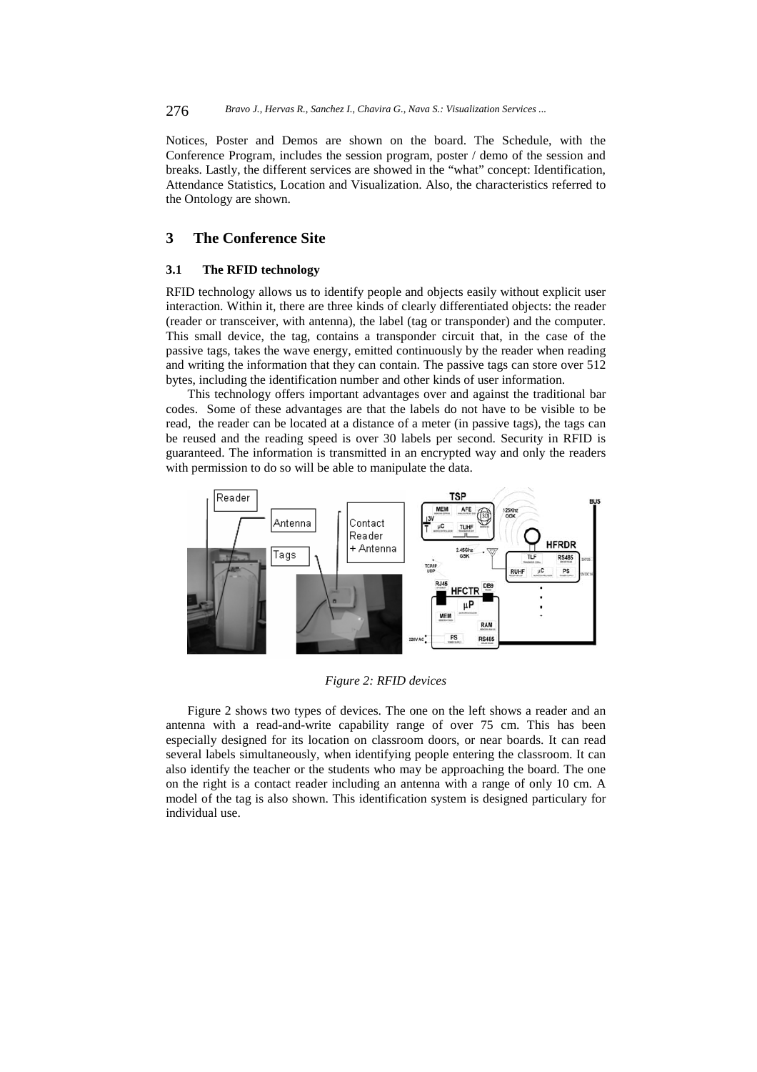Notices, Poster and Demos are shown on the board. The Schedule, with the Conference Program, includes the session program, poster / demo of the session and breaks. Lastly, the different services are showed in the "what" concept: Identification, Attendance Statistics, Location and Visualization. Also, the characteristics referred to the Ontology are shown.

## 3 The Conference Site

### 3.1 The RFID technology

RFID technology allows us to identify people and objects easily without explicit user interaction. Within it, there are three kinds of clearly differentiated objects: the reader (reader or transceiver, with antenna), the label (tag or transponder) and the computer. This small device, the tag, contains a transponder circuit that, in the case of the passive tags, takes the wave energy, emitted continuously by the reader when reading and writing the information that they can contain. The passive tags can store over 512 bytes, including the identification number and other kinds of user information.

This technology offers important advantages over and against the traditional bar codes. Some of these advantages are that the labels do not have to be visible to be read, the reader can be located at a distance of a meter (in passive tags), the tags can be reused and the reading speed is over 30 labels per second. Security in RFID is guaranteed. The information is transmitted in an encrypted way and only the readers with permission to do so will be able to manipulate the data.

*Figure 2: RFID devices*

Figure 2 shows two types of devices. The one on the left shows a reader and an antenna with a read-and-write capability range of over 75 cm. This has been especially designed for its location on classroom doors, or near boards. It can read several labels simultaneously, when identifying people entering the classroom. It can also identify the teacher or the students who may be approaching the board. The one on the right is a contact reader including an antenna with a range of only 10 cm. A model of the tag is also shown. This identification system is designed particulary for individual use.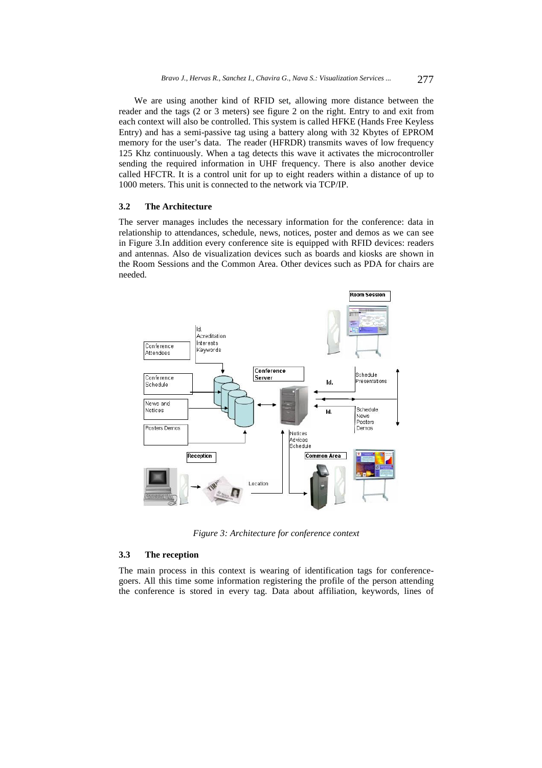We are using another kind of RFID set, allowing more distance between the reader and the tags (2 or 3 meters) see figure 2 on the right. Entry to and exit from each context will also be controlled. This system is called HFKE (Hands Free Keyless Entry) and has a semi-passive tag using a battery along with 32 Kbytes of EPROM memory for the user's data. The reader (HFRDR) transmits waves of low frequency 125 Khz continuously. When a tag detects this wave it activates the microcontroller sending the required information in UHF frequency. There is also another device called HFCTR. It is a control unit for up to eight readers within a distance of up to 1000 meters. This unit is connected to the network via TCP/IP.

### 3.2 The Architecture

The server manages includes the necessary information for the conference: data in relationship to attendances, schedule, news, notices, poster and demos as we can see in Figure 3.In addition every conference site is equipped with RFID devices: readers and antennas. Also de visualization devices such as boards and kiosks are shown in the Room Sessions and the Common Area. Other devices such as PDA for chairs are needed.

*Figure 3: Architecture for conference context*

### 3.3 The reception

The main process in this context is wearing of identification tags for conference-goers. All this time some information registering the profile of the person attending the conference is stored in every tag. Data about affiliation, keywords, lines of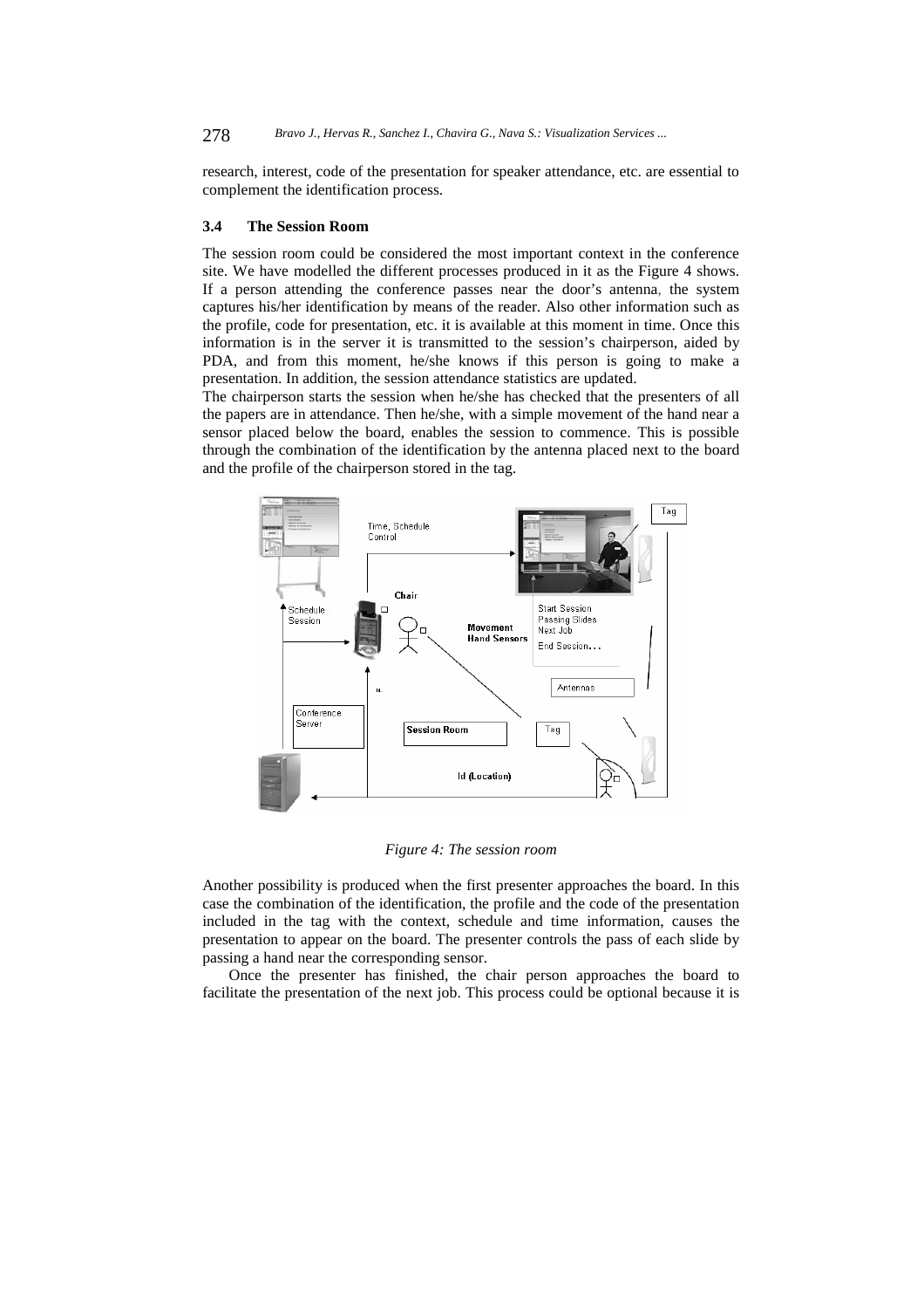research, interest, code of the presentation for speaker attendance, etc. are essential to complement the identification process.

### 3.4 The Session Room

The session room could be considered the most important context in the conference site. We have modelled the different processes produced in it as the Figure 4 shows. If a person attending the conference passes near the door's antenna, the system captures his/her identification by means of the reader. Also other information such as the profile, code for presentation, etc. it is available at this moment in time. Once this information is in the server it is transmitted to the session's chairperson, aided by PDA, and from this moment, he/she knows if this person is going to make a presentation. In addition, the session attendance statistics are updated.

The chairperson starts the session when he/she has checked that the presenters of all the papers are in attendance. Then he/she, with a simple movement of the hand near a sensor placed below the board, enables the session to commence. This is possible through the combination of the identification by the antenna placed next to the board and the profile of the chairperson stored in the tag.

*Figure 4: The session room*

Another possibility is produced when the first presenter approaches the board. In this case the combination of the identification, the profile and the code of the presentation included in the tag with the context, schedule and time information, causes the presentation to appear on the board. The presenter controls the pass of each slide by passing a hand near the corresponding sensor.

Once the presenter has finished, the chair person approaches the board to facilitate the presentation of the next job. This process could be optional because it is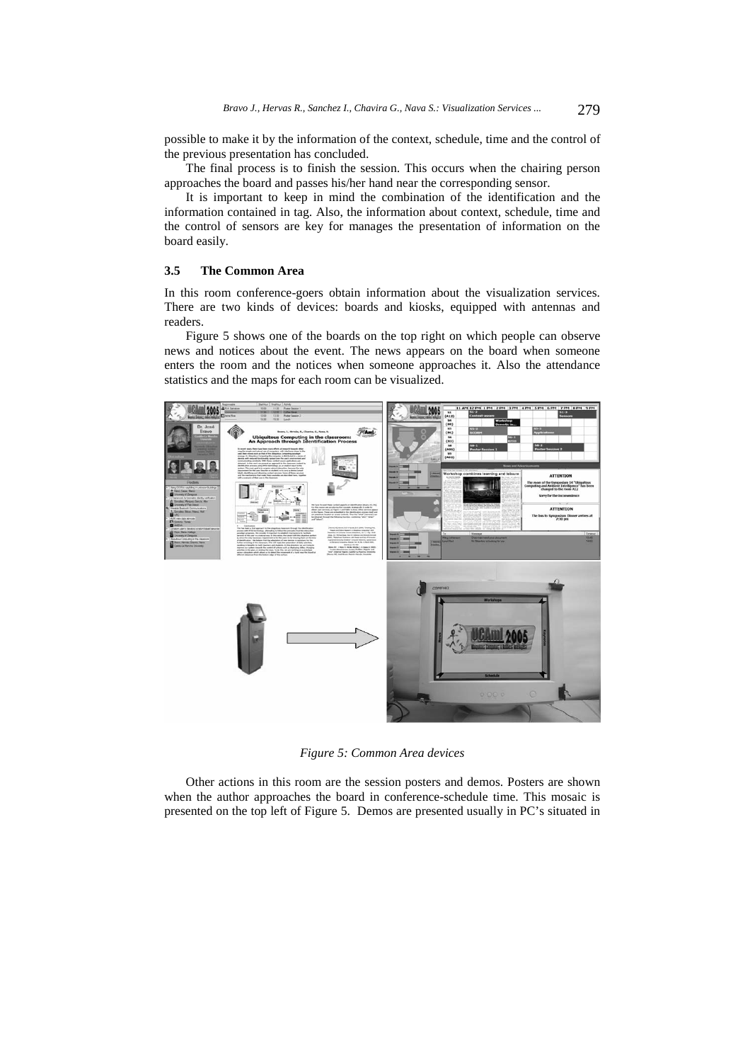possible to make it by the information of the context, schedule, time and the control of the previous presentation has concluded.

The final process is to finish the session. This occurs when the chairing person approaches the board and passes his/her hand near the corresponding sensor.

It is important to keep in mind the combination of the identification and the information contained in tag. Also, the information about context, schedule, time and the control of sensors are key for manages the presentation of information on the board easily.

### 3.5 The Common Area

In this room conference-goers obtain information about the visualization services. There are two kinds of devices: boards and kiosks, equipped with antennas and readers.

Figure 5 shows one of the boards on the top right on which people can observe news and notices about the event. The news appears on the board when someone enters the room and the notices when someone approaches it. Also the attendance statistics and the maps for each room can be visualized.

*Figure 5: Common Area devices*

Other actions in this room are the session posters and demos. Posters are shown when the author approaches the board in conference-schedule time. This mosaic is presented on the top left of Figure 5. Demos are presented usually in PC's situated in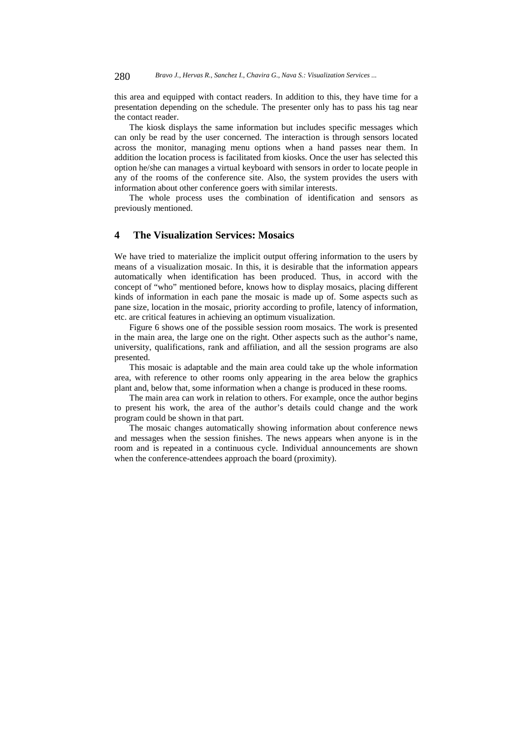this area and equipped with contact readers. In addition to this, they have time for a presentation depending on the schedule. The presenter only has to pass his tag near the contact reader.

The kiosk displays the same information but includes specific messages which can only be read by the user concerned. The interaction is through sensors located across the monitor, managing menu options when a hand passes near them. In addition the location process is facilitated from kiosks. Once the user has selected this option he/she can manages a virtual keyboard with sensors in order to locate people in any of the rooms of the conference site. Also, the system provides the users with information about other conference goers with similar interests.

The whole process uses the combination of identification and sensors as previously mentioned.

## 4 The Visualization Services: Mosaics

We have tried to materialize the implicit output offering information to the users by means of a visualization mosaic. In this, it is desirable that the information appears automatically when identification has been produced. Thus, in accord with the concept of "who" mentioned before, knows how to display mosaics, placing different kinds of information in each pane the mosaic is made up of. Some aspects such as pane size, location in the mosaic, priority according to profile, latency of information, etc. are critical features in achieving an optimum visualization.

Figure 6 shows one of the possible session room mosaics. The work is presented in the main area, the large one on the right. Other aspects such as the author's name, university, qualifications, rank and affiliation, and all the session programs are also presented.

This mosaic is adaptable and the main area could take up the whole information area, with reference to other rooms only appearing in the area below the graphics plant and, below that, some information when a change is produced in these rooms.

The main area can work in relation to others. For example, once the author begins to present his work, the area of the author's details could change and the work program could be shown in that part.

The mosaic changes automatically showing information about conference news and messages when the session finishes. The news appears when anyone is in the room and is repeated in a continuous cycle. Individual announcements are shown when the conference-attendees approach the board (proximity).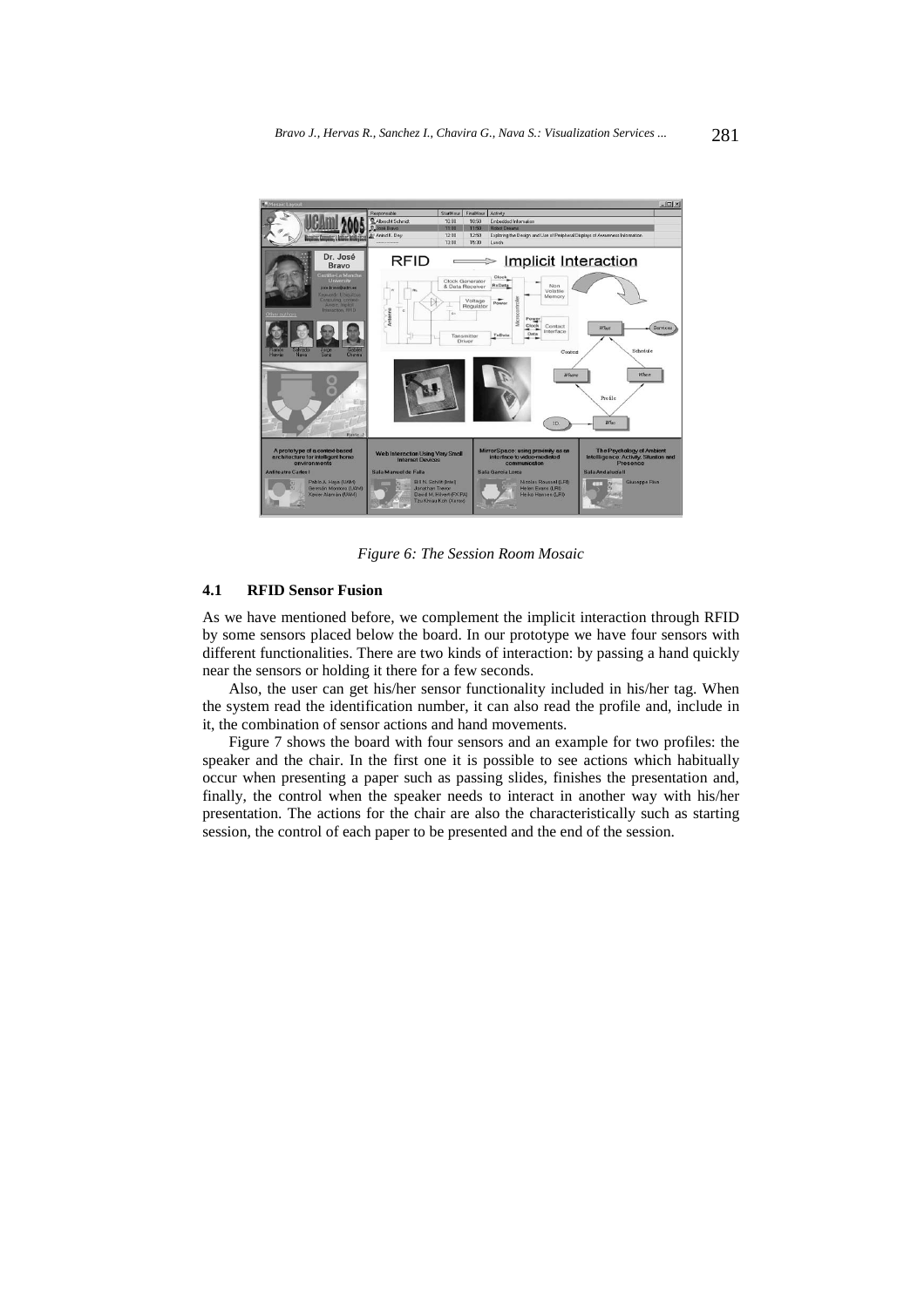*Figure 6: The Session Room Mosaic*

### 4.1 RFID Sensor Fusion

As we have mentioned before, we complement the implicit interaction through RFID by some sensors placed below the board. In our prototype we have four sensors with different functionalities. There are two kinds of interaction: by passing a hand quickly near the sensors or holding it there for a few seconds.

Also, the user can get his/her sensor functionality included in his/her tag. When the system read the identification number, it can also read the profile and, include in it, the combination of sensor actions and hand movements.

Figure 7 shows the board with four sensors and an example for two profiles: the speaker and the chair. In the first one it is possible to see actions which habitually occur when presenting a paper such as passing slides, finishes the presentation and, finally, the control when the speaker needs to interact in another way with his/her presentation. The actions for the chair are also the characteristically such as starting session, the control of each paper to be presented and the end of the session.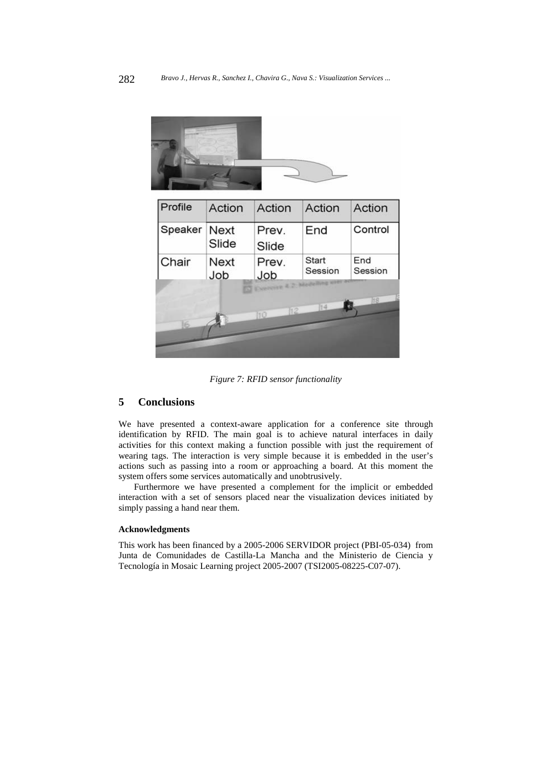| Profile | Action | Action | Action | Action |
| --- | --- | --- | --- | --- |
| Speaker | Next Slide | Prev. Slide | End | Control |
| Chair | Next Job | Prev. Job | Start Session | End Session |

*Figure 7: RFID sensor functionality*

## 5 Conclusions

We have presented a context-aware application for a conference site through identification by RFID. The main goal is to achieve natural interfaces in daily activities for this context making a function possible with just the requirement of wearing tags. The interaction is very simple because it is embedded in the user's actions such as passing into a room or approaching a board. At this moment the system offers some services automatically and unobtrusively.

Furthermore we have presented a complement for the implicit or embedded interaction with a set of sensors placed near the visualization devices initiated by simply passing a hand near them.

#### Acknowledgments

This work has been financed by a 2005-2006 SERVIDOR project (PBI-05-034) from Junta de Comunidades de Castilla-La Mancha and the Ministerio de Ciencia y Tecnología in Mosaic Learning project 2005-2007 (TSI2005-08225-C07-07).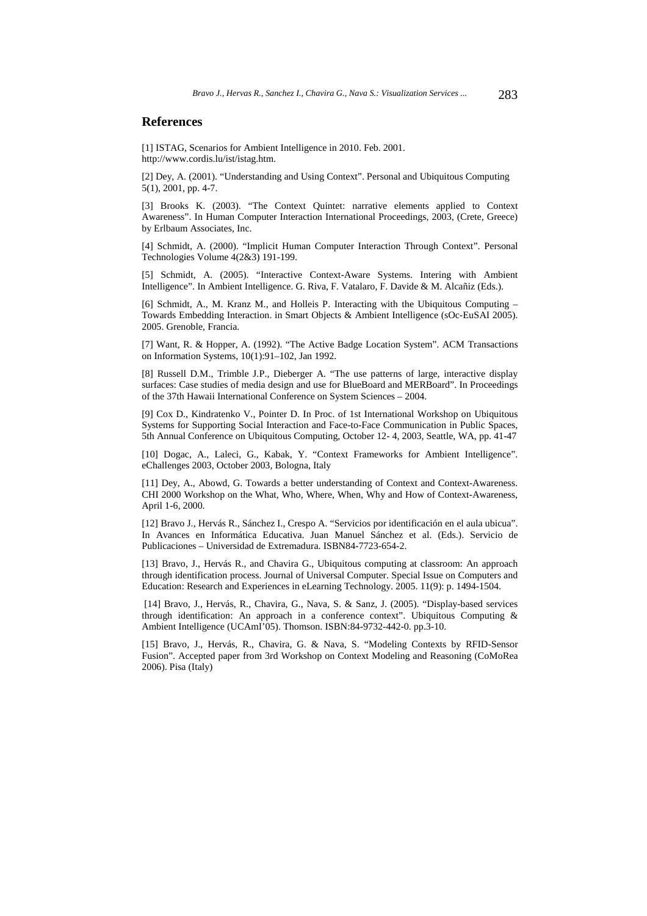## References

[1] ISTAG, Scenarios for Ambient Intelligence in 2010. Feb. 2001. http://www.cordis.lu/ist/istag.htm.

[2] Dey, A. (2001). "Understanding and Using Context". Personal and Ubiquitous Computing 5(1), 2001, pp. 4-7.

[3] Brooks K. (2003). "The Context Quintet: narrative elements applied to Context Awareness". In Human Computer Interaction International Proceedings, 2003, (Crete, Greece) by Erlbaum Associates, Inc.

[4] Schmidt, A. (2000). "Implicit Human Computer Interaction Through Context". Personal Technologies Volume 4(2&3) 191-199.

[5] Schmidt, A. (2005). "Interactive Context-Aware Systems. Intering with Ambient Intelligence". In Ambient Intelligence. G. Riva, F. Vatalaro, F. Davide & M. Alcañiz (Eds.).

[6] Schmidt, A., M. Kranz M., and Holleis P. Interacting with the Ubiquitous Computing – Towards Embedding Interaction. in Smart Objects & Ambient Intelligence (sOc-EuSAI 2005). 2005. Grenoble, Francia.

[7] Want, R. & Hopper, A. (1992). "The Active Badge Location System". ACM Transactions on Information Systems, 10(1):91–102, Jan 1992.

[8] Russell D.M., Trimble J.P., Dieberger A. "The use patterns of large, interactive display surfaces: Case studies of media design and use for BlueBoard and MERBoard". In Proceedings of the 37th Hawaii International Conference on System Sciences – 2004.

[9] Cox D., Kindratenko V., Pointer D. In Proc. of 1st International Workshop on Ubiquitous Systems for Supporting Social Interaction and Face-to-Face Communication in Public Spaces, 5th Annual Conference on Ubiquitous Computing, October 12- 4, 2003, Seattle, WA, pp. 41-47

[10] Dogac, A., Laleci, G., Kabak, Y. "Context Frameworks for Ambient Intelligence". eChallenges 2003, October 2003, Bologna, Italy

[11] Dey, A., Abowd, G. Towards a better understanding of Context and Context-Awareness. CHI 2000 Workshop on the What, Who, Where, When, Why and How of Context-Awareness, April 1-6, 2000.

[12] Bravo J., Hervás R., Sánchez I., Crespo A. "Servicios por identificación en el aula ubicua". In Avances en Informática Educativa. Juan Manuel Sánchez et al. (Eds.). Servicio de Publicaciones – Universidad de Extremadura. ISBN84-7723-654-2.

[13] Bravo, J., Hervás R., and Chavira G., Ubiquitous computing at classroom: An approach through identification process. Journal of Universal Computer. Special Issue on Computers and Education: Research and Experiences in eLearning Technology. 2005. 11(9): p. 1494-1504.

[14] Bravo, J., Hervás, R., Chavira, G., Nava, S. & Sanz, J. (2005). "Display-based services through identification: An approach in a conference context". Ubiquitous Computing & Ambient Intelligence (UCAmI'05). Thomson. ISBN:84-9732-442-0. pp.3-10.

[15] Bravo, J., Hervás, R., Chavira, G. & Nava, S. "Modeling Contexts by RFID-Sensor Fusion". Accepted paper from 3rd Workshop on Context Modeling and Reasoning (CoMoRea 2006). Pisa (Italy)